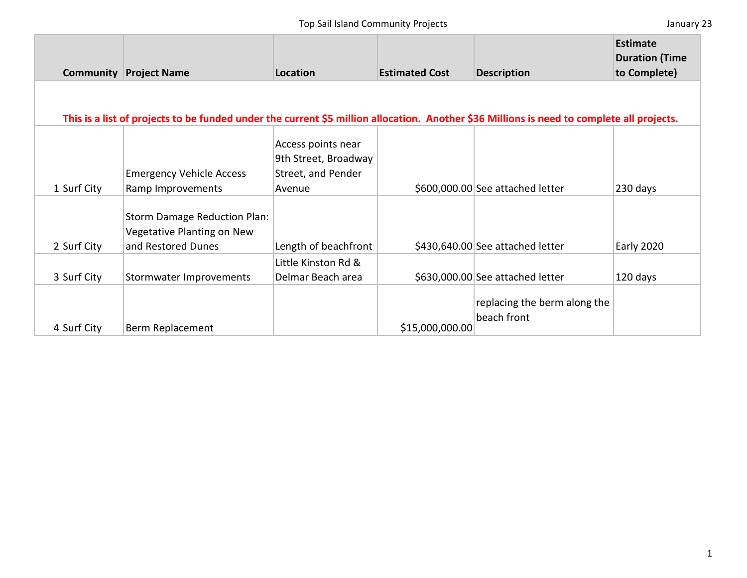# Top Sail Island Community Projects

January 23

| | Community | Project Name | Location | Estimated Cost | Description | Estimate Duration (Time to Complete) |
|---|---|---|---|---|---|---|
| | **This is a list of projects to be funded under the current $5 million allocation. Another $36 Millions is need to complete all projects.** | | | | | |
| 1 | Surf City | Emergency Vehicle Access Ramp Improvements | Access points near 9th Street, Broadway Street, and Pender Avenue | $600,000.00 | See attached letter | 230 days |
| 2 | Surf City | Storm Damage Reduction Plan: Vegetative Planting on New and Restored Dunes | Length of beachfront | $430,640.00 | See attached letter | Early 2020 |
| 3 | Surf City | Stormwater Improvements | Little Kinston Rd & Delmar Beach area | $630,000.00 | See attached letter | 120 days |
| 4 | Surf City | Berm Replacement | | $15,000,000.00 | replacing the berm along the beach front | |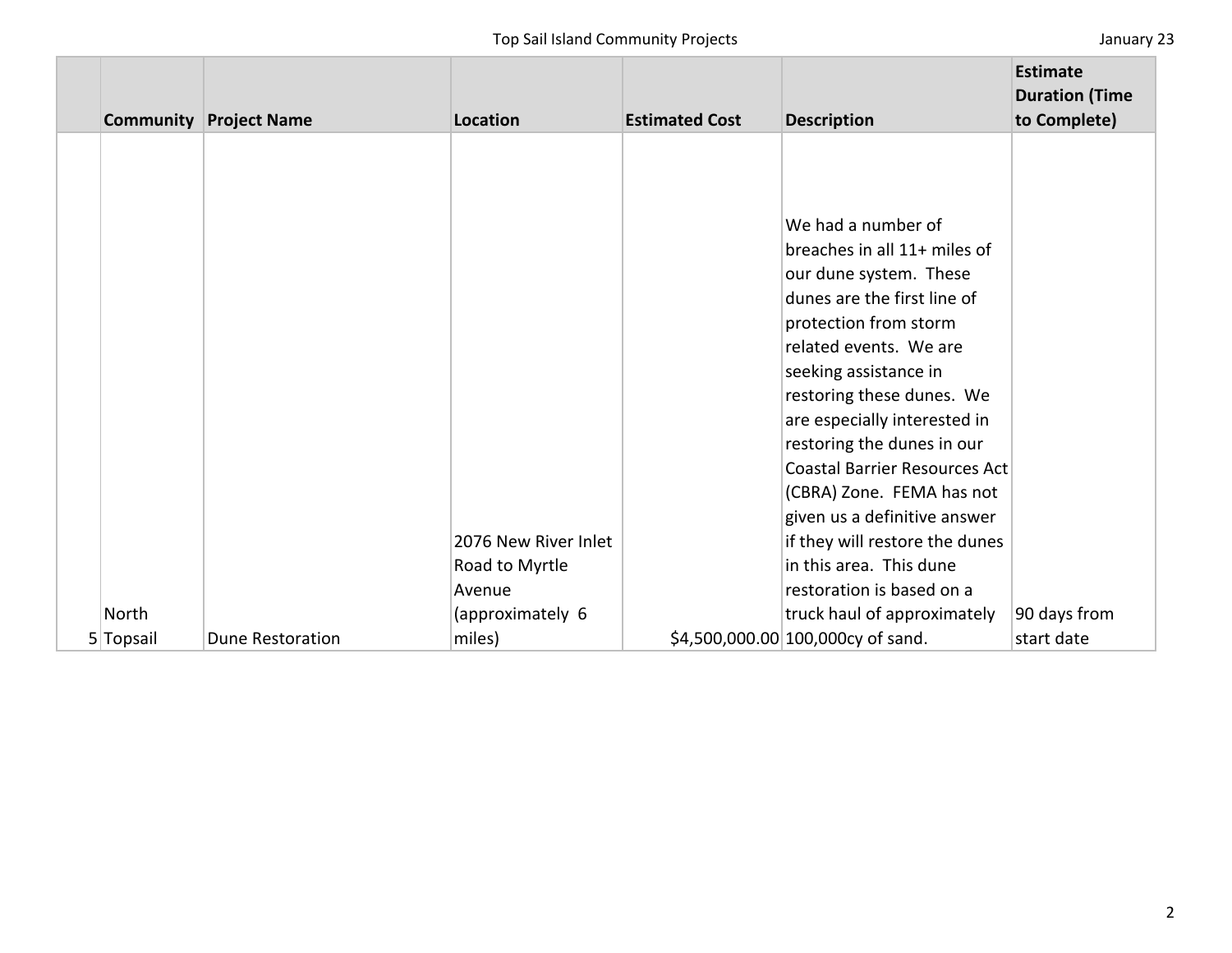| | Community | Project Name | Location | Estimated Cost | Description | Estimate Duration (Time to Complete) |
|---|---|---|---|---|---|---|
| 5 | North Topsail | Dune Restoration | 2076 New River Inlet Road to Myrtle Avenue (approximately 6 miles) | $4,500,000.00 | We had a number of breaches in all 11+ miles of our dune system. These dunes are the first line of protection from storm related events. We are seeking assistance in restoring these dunes. We are especially interested in restoring the dunes in our Coastal Barrier Resources Act (CBRA) Zone. FEMA has not given us a definitive answer if they will restore the dunes in this area. This dune restoration is based on a truck haul of approximately 100,000cy of sand. | 90 days from start date |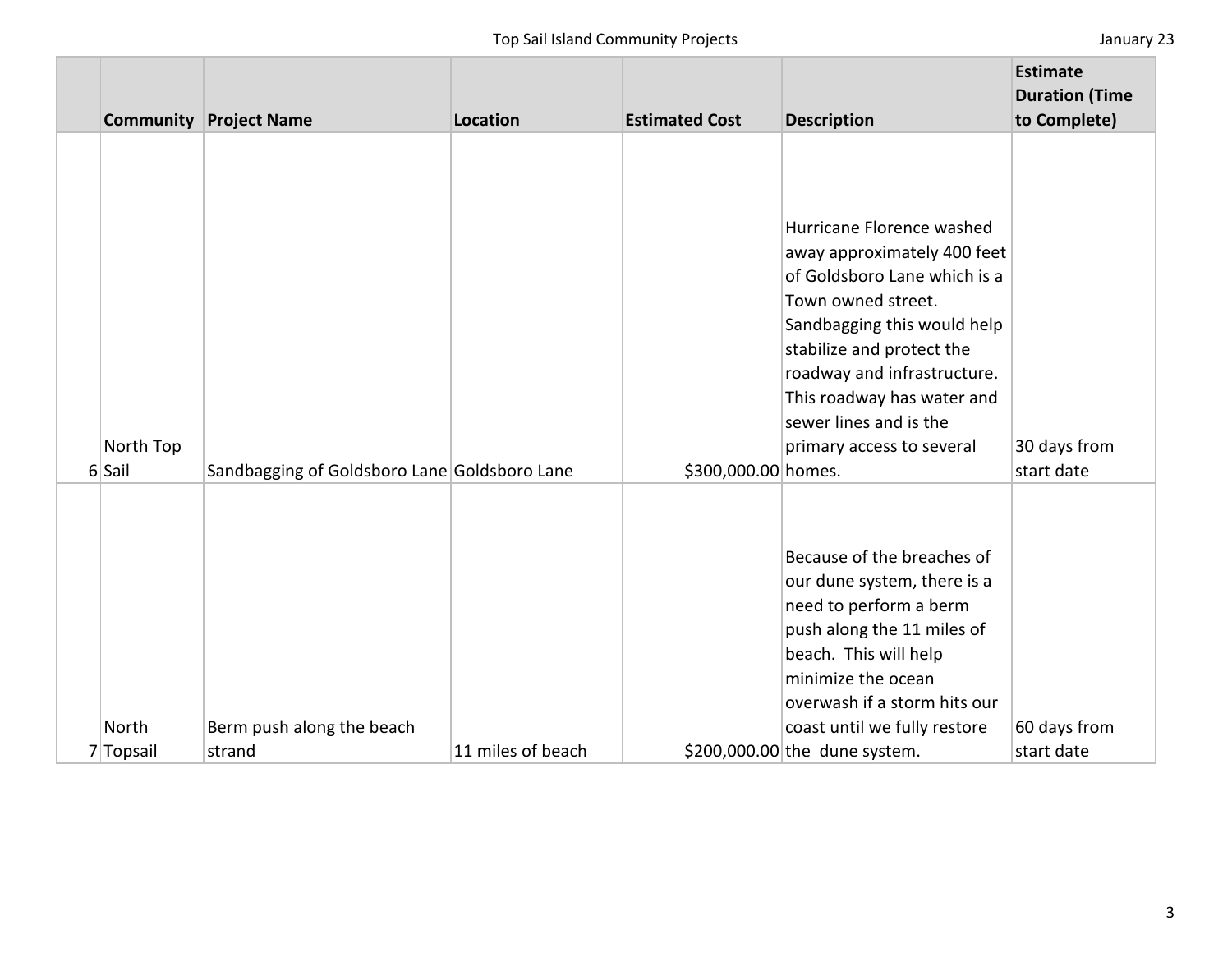| | Community | Project Name | Location | Estimated Cost | Description | Estimate Duration (Time to Complete) |
|---|---|---|---|---|---|---|
| 6 | North Top Sail | Sandbagging of Goldsboro Lane | Goldsboro Lane | $300,000.00 | Hurricane Florence washed away approximately 400 feet of Goldsboro Lane which is a Town owned street. Sandbagging this would help stabilize and protect the roadway and infrastructure. This roadway has water and sewer lines and is the primary access to several homes. | 30 days from start date |
| 7 | North Topsail | Berm push along the beach strand | 11 miles of beach | $200,000.00 | Because of the breaches of our dune system, there is a need to perform a berm push along the 11 miles of beach. This will help minimize the ocean overwash if a storm hits our coast until we fully restore the dune system. | 60 days from start date |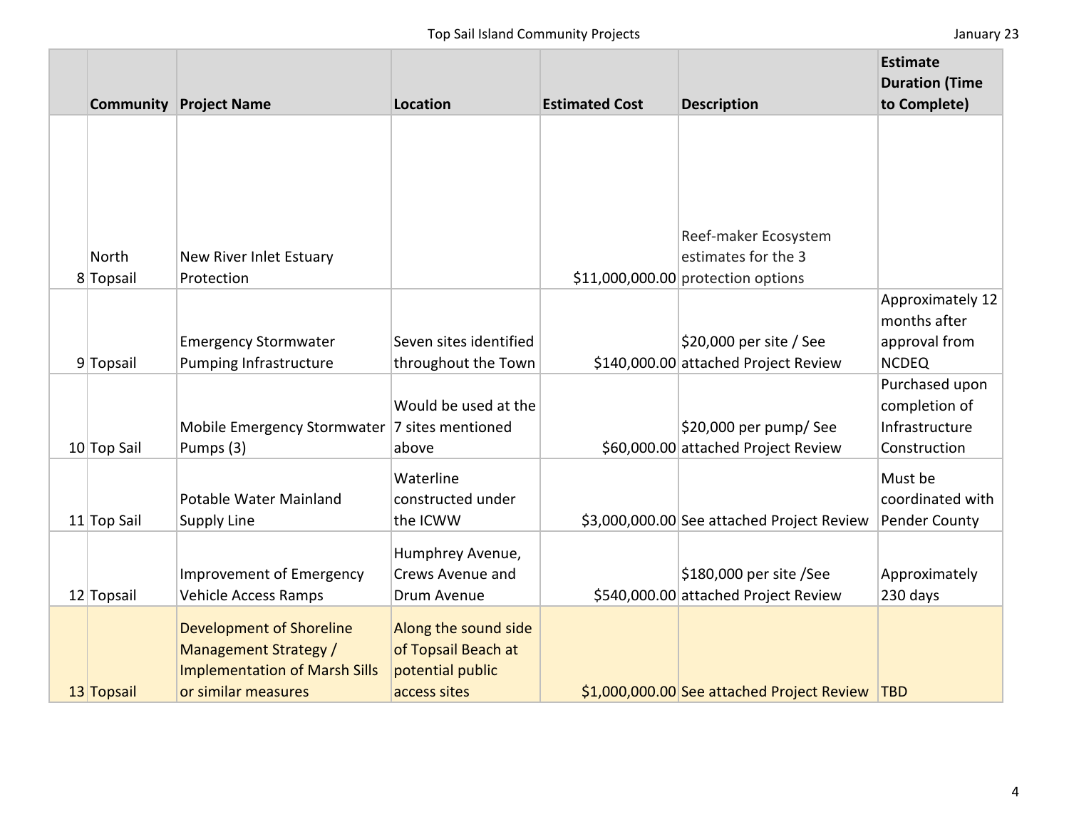| | Community | Project Name | Location | Estimated Cost | Description | Estimate Duration (Time to Complete) |
|---|---|---|---|---|---|---|
| 8 | North Topsail | New River Inlet Estuary Protection | | $11,000,000.00 | Reef-maker Ecosystem estimates for the 3 protection options | |
| 9 | Topsail | Emergency Stormwater Pumping Infrastructure | Seven sites identified throughout the Town | $140,000.00 | $20,000 per site / See attached Project Review | Approximately 12 months after approval from NCDEQ |
| 10 | Top Sail | Mobile Emergency Stormwater Pumps (3) | Would be used at the 7 sites mentioned above | $60,000.00 | $20,000 per pump/ See attached Project Review | Purchased upon completion of Infrastructure Construction |
| 11 | Top Sail | Potable Water Mainland Supply Line | Waterline constructed under the ICWW | $3,000,000.00 | See attached Project Review | Must be coordinated with Pender County |
| 12 | Topsail | Improvement of Emergency Vehicle Access Ramps | Humphrey Avenue, Crews Avenue and Drum Avenue | $540,000.00 | $180,000 per site /See attached Project Review | Approximately 230 days |
| 13 | Topsail | Development of Shoreline Management Strategy / Implementation of Marsh Sills or similar measures | Along the sound side of Topsail Beach at potential public access sites | $1,000,000.00 | See attached Project Review | TBD |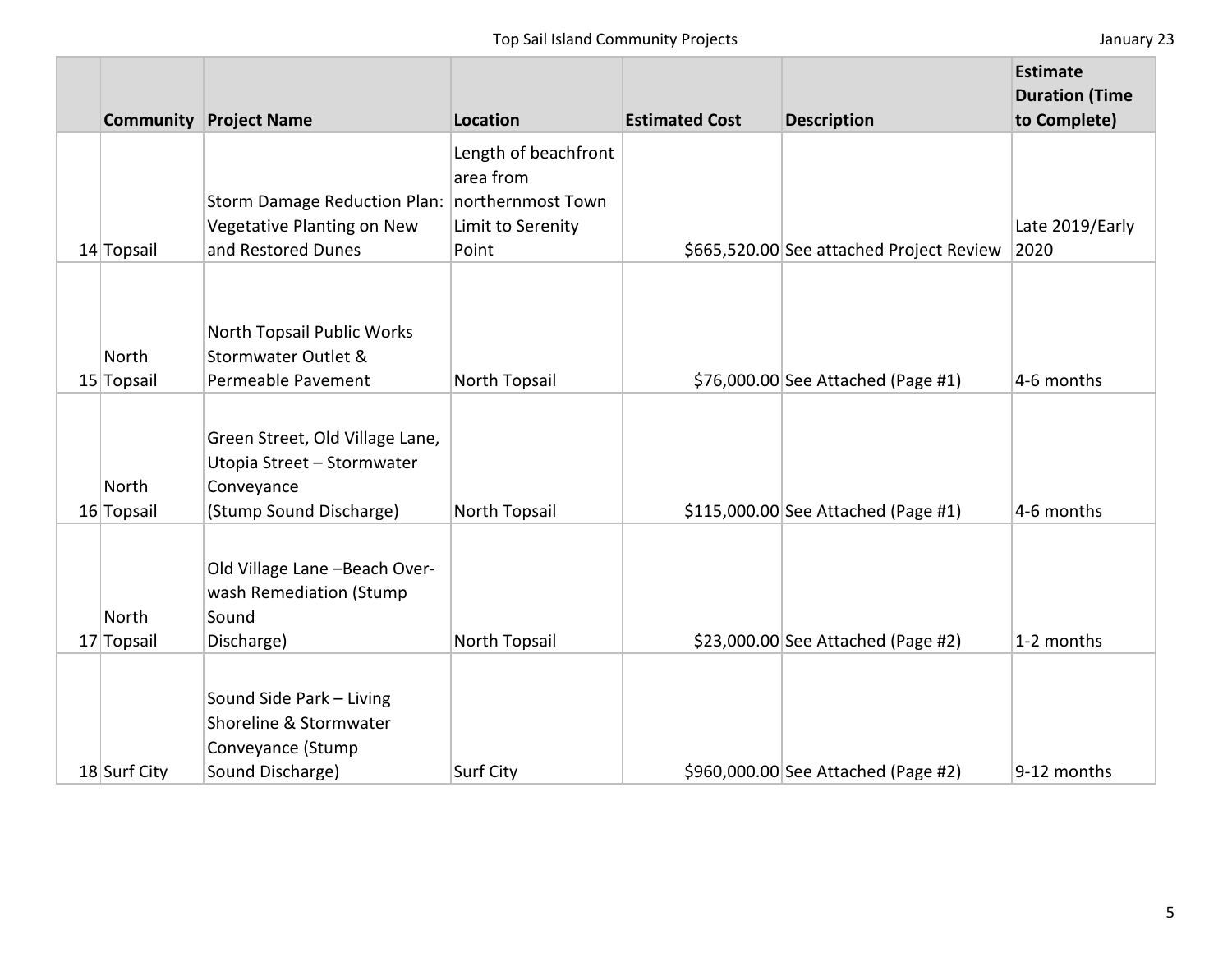| | Community | Project Name | Location | Estimated Cost | Description | Estimate Duration (Time to Complete) |
|---|---|---|---|---|---|---|
| 14 | Topsail | Storm Damage Reduction Plan: Vegetative Planting on New and Restored Dunes | Length of beachfront area from northernmost Town Limit to Serenity Point | $665,520.00 | See attached Project Review | Late 2019/Early 2020 |
| 15 | North Topsail | North Topsail Public Works Stormwater Outlet & Permeable Pavement | North Topsail | $76,000.00 | See Attached (Page #1) | 4-6 months |
| 16 | North Topsail | Green Street, Old Village Lane, Utopia Street – Stormwater Conveyance (Stump Sound Discharge) | North Topsail | $115,000.00 | See Attached (Page #1) | 4-6 months |
| 17 | North Topsail | Old Village Lane –Beach Over-wash Remediation (Stump Sound Discharge) | North Topsail | $23,000.00 | See Attached (Page #2) | 1-2 months |
| 18 | Surf City | Sound Side Park – Living Shoreline & Stormwater Conveyance (Stump Sound Discharge) | Surf City | $960,000.00 | See Attached (Page #2) | 9-12 months |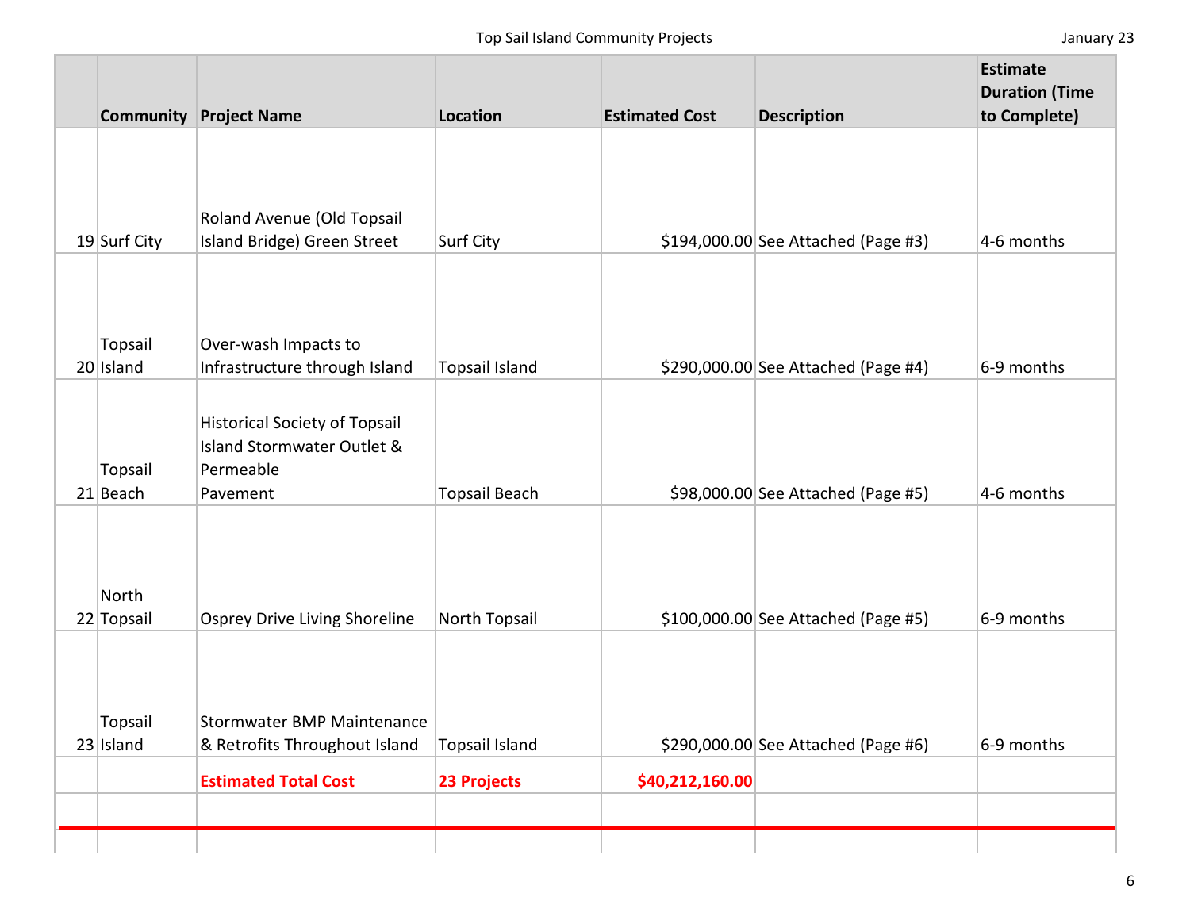| | Community | Project Name | Location | Estimated Cost | Description | Estimate Duration (Time to Complete) |
|---|---|---|---|---|---|---|
| 19 | Surf City | Roland Avenue (Old Topsail Island Bridge) Green Street | Surf City | $194,000.00 | See Attached (Page #3) | 4-6 months |
| 20 | Topsail Island | Over-wash Impacts to Infrastructure through Island | Topsail Island | $290,000.00 | See Attached (Page #4) | 6-9 months |
| 21 | Topsail Beach | Historical Society of Topsail Island Stormwater Outlet & Permeable Pavement | Topsail Beach | $98,000.00 | See Attached (Page #5) | 4-6 months |
| 22 | North Topsail | Osprey Drive Living Shoreline | North Topsail | $100,000.00 | See Attached (Page #5) | 6-9 months |
| 23 | Topsail Island | Stormwater BMP Maintenance & Retrofits Throughout Island | Topsail Island | $290,000.00 | See Attached (Page #6) | 6-9 months |
| | | **Estimated Total Cost** | **23 Projects** | **$40,212,160.00** | | |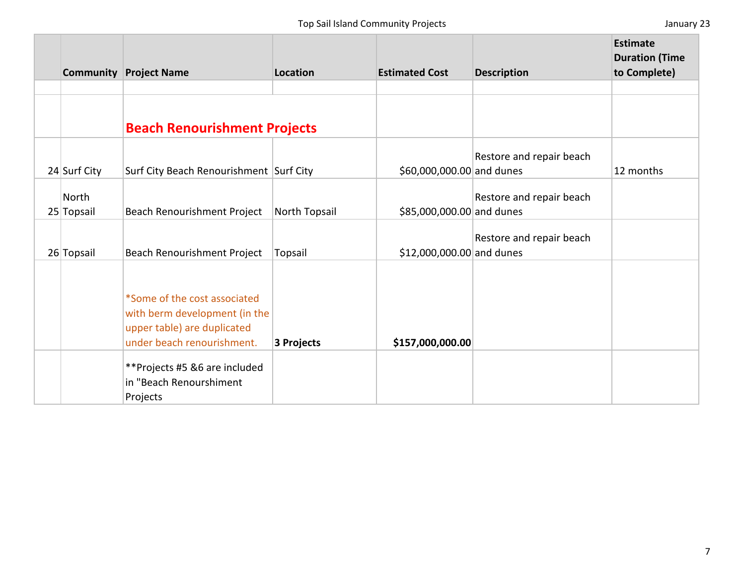| | Community | Project Name | Location | Estimated Cost | Description | Estimate Duration (Time to Complete) |
|---|---|---|---|---|---|---|
| | | | | | | |
| | | **Beach Renourishment Projects** | | | | |
| 24 | Surf City | Surf City Beach Renourishment | Surf City | $60,000,000.00 | Restore and repair beach and dunes | 12 months |
| 25 | North Topsail | Beach Renourishment Project | North Topsail | $85,000,000.00 | Restore and repair beach and dunes | |
| 26 | Topsail | Beach Renourishment Project | Topsail | $12,000,000.00 | Restore and repair beach and dunes | |
| | | *Some of the cost associated with berm development (in the upper table) are duplicated under beach renourishment. | **3 Projects** | **$157,000,000.00** | | |
| | | **Projects #5 &6 are included in "Beach Renourshiment Projects | | | | |